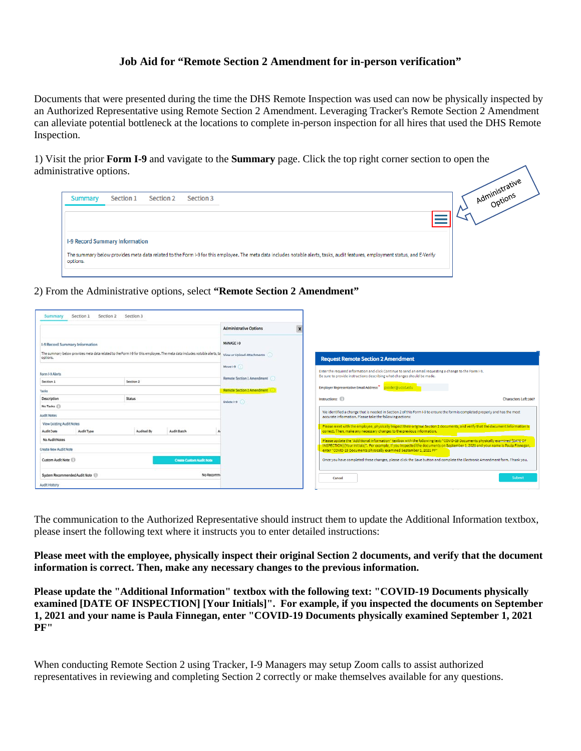# Job Aid for "Remote Section 2 Amendment for in-person verification"

Documents that were presented during the time the DHS Remote Inspection was used can now be physically inspected by an Authorized Representative using Remote Section 2 Amendment. Leveraging Tracker's Remote Section 2 Amendment can alleviate potential bottleneck at the locations to complete in-person inspection for all hires that used the DHS Remote Inspection.

1) Visit the prior **Form I-9** and vavigate to the **Summary** page. Click the top right corner section to open the administrative options.

2) From the Administrative options, select **"Remote Section 2 Amendment"**

The communication to the Authorized Representative should instruct them to update the Additional Information textbox, please insert the following text where it instructs you to enter detailed instructions:

**Please meet with the employee, physically inspect their original Section 2 documents, and verify that the document information is correct. Then, make any necessary changes to the previous information.**

**Please update the "Additional Information" textbox with the following text: "COVID-19 Documents physically examined [DATE OF INSPECTION] [Your Initials]". For example, if you inspected the documents on September 1, 2021 and your name is Paula Finnegan, enter "COVID-19 Documents physically examined September 1, 2021 PF"**

When conducting Remote Section 2 using Tracker, I-9 Managers may setup Zoom calls to assist authorized representatives in reviewing and completing Section 2 correctly or make themselves available for any questions.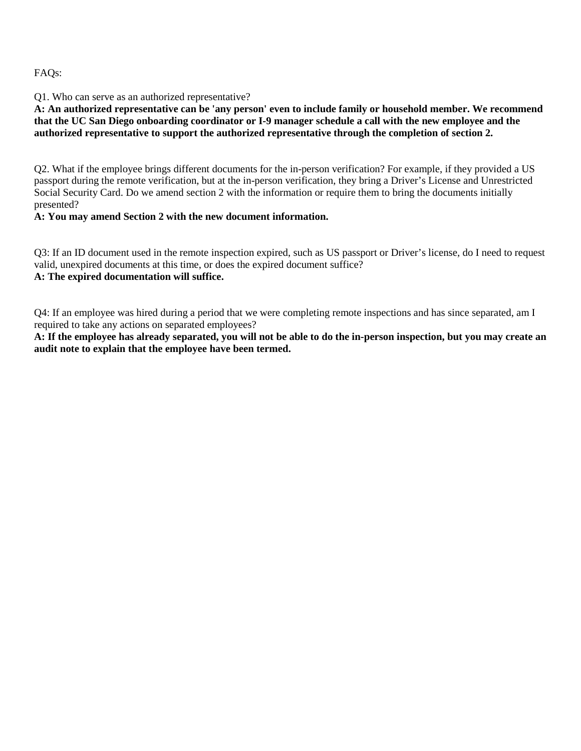FAQs:

Q1. Who can serve as an authorized representative?
**A: An authorized representative can be 'any person' even to include family or household member. We recommend that the UC San Diego onboarding coordinator or I-9 manager schedule a call with the new employee and the authorized representative to support the authorized representative through the completion of section 2.**

Q2. What if the employee brings different documents for the in-person verification? For example, if they provided a US passport during the remote verification, but at the in-person verification, they bring a Driver's License and Unrestricted Social Security Card. Do we amend section 2 with the information or require them to bring the documents initially presented?
**A: You may amend Section 2 with the new document information.**

Q3: If an ID document used in the remote inspection expired, such as US passport or Driver's license, do I need to request valid, unexpired documents at this time, or does the expired document suffice?
**A: The expired documentation will suffice.**

Q4: If an employee was hired during a period that we were completing remote inspections and has since separated, am I required to take any actions on separated employees?
**A: If the employee has already separated, you will not be able to do the in-person inspection, but you may create an audit note to explain that the employee have been termed.**